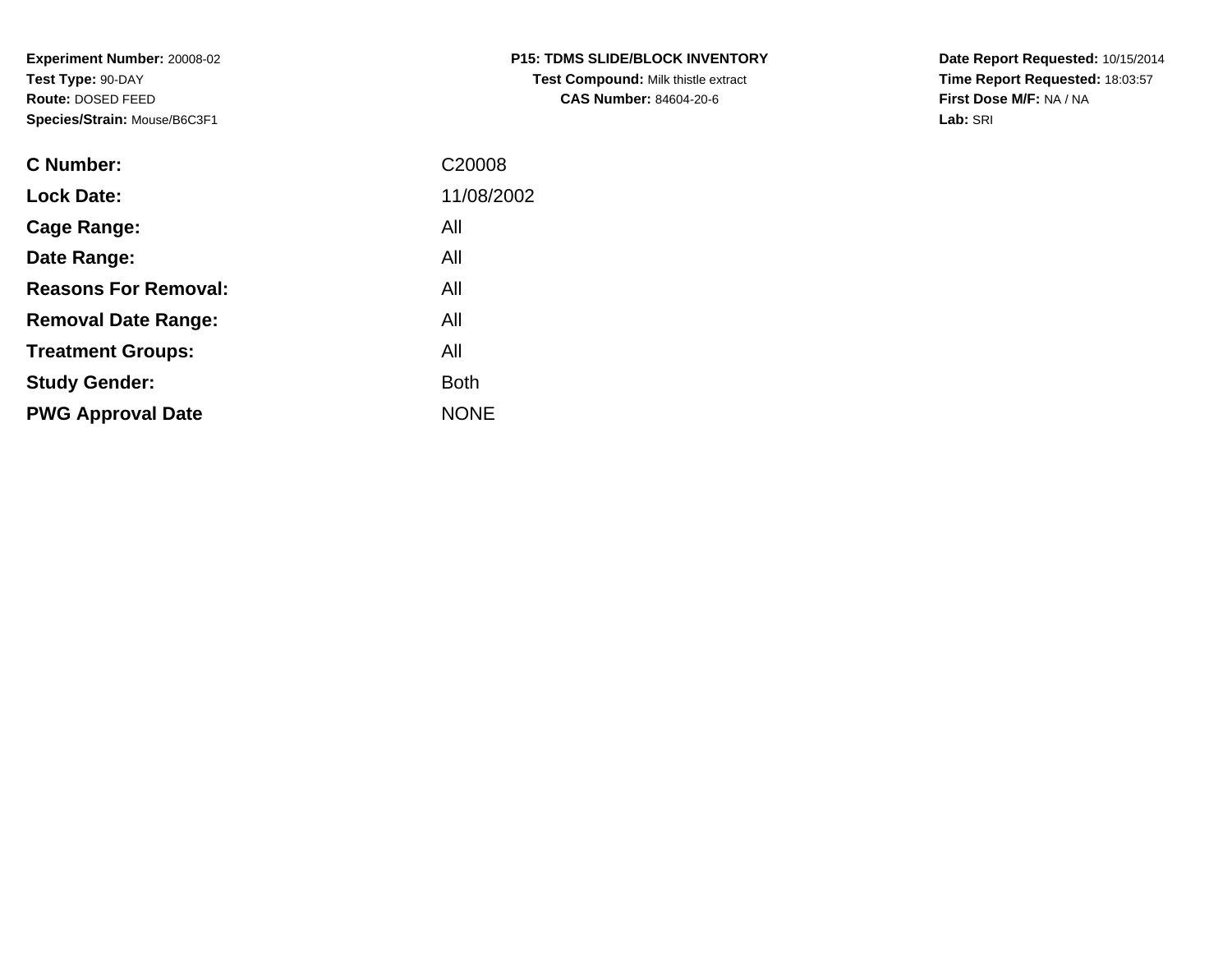**Experiment Number:** 20008-02
**Test Type:** 90-DAY
**Route:** DOSED FEED
**Species/Strain:** Mouse/B6C3F1

**P15: TDMS SLIDE/BLOCK INVENTORY**
**Test Compound:** Milk thistle extract
**CAS Number:** 84604-20-6

**Date Report Requested:** 10/15/2014
**Time Report Requested:** 18:03:57
**First Dose M/F:** NA / NA
**Lab:** SRI

| | |
|---|---|
| **C Number:** | C20008 |
| **Lock Date:** | 11/08/2002 |
| **Cage Range:** | All |
| **Date Range:** | All |
| **Reasons For Removal:** | All |
| **Removal Date Range:** | All |
| **Treatment Groups:** | All |
| **Study Gender:** | Both |
| **PWG Approval Date** | NONE |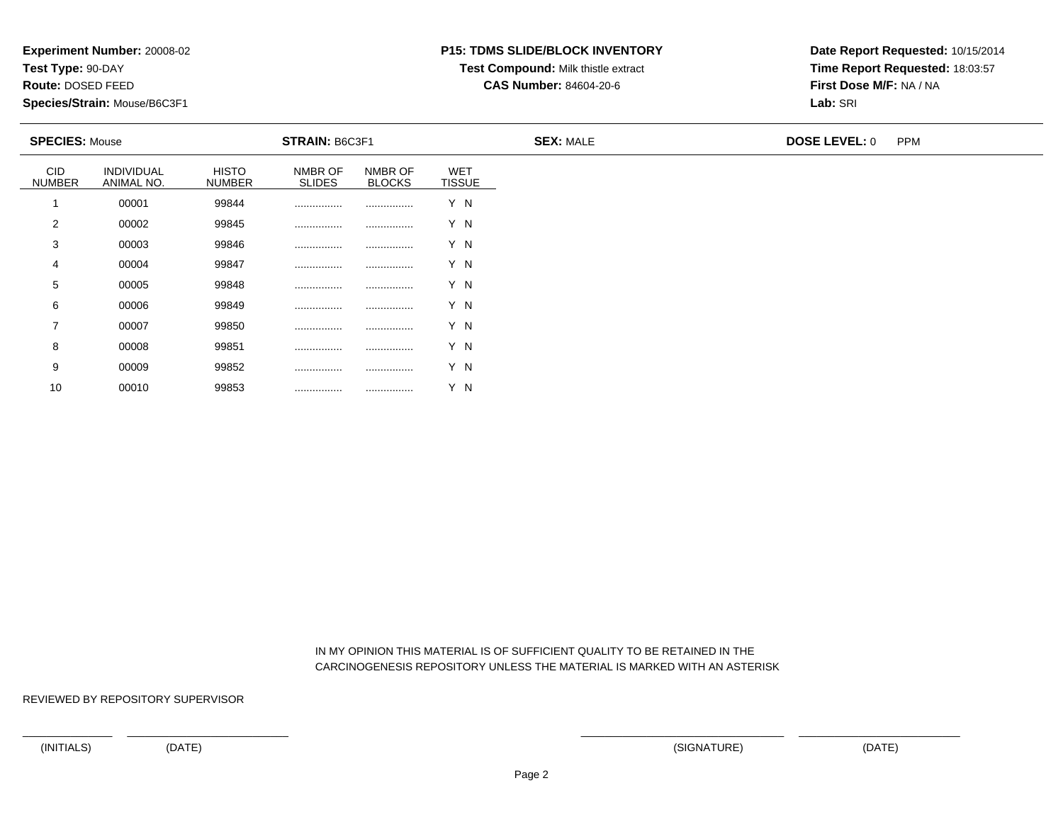**Experiment Number:** 20008-02
**Test Type:** 90-DAY
**Route:** DOSED FEED
**Species/Strain:** Mouse/B6C3F1

**P15: TDMS SLIDE/BLOCK INVENTORY**
**Test Compound:** Milk thistle extract
**CAS Number:** 84604-20-6

**Date Report Requested:** 10/15/2014
**Time Report Requested:** 18:03:57
**First Dose M/F:** NA / NA
**Lab:** SRI

**SPECIES:** Mouse **STRAIN:** B6C3F1 **SEX:** MALE **DOSE LEVEL:** 0 PPM

| CID NUMBER | INDIVIDUAL ANIMAL NO. | HISTO NUMBER | NMBR OF SLIDES | NMBR OF BLOCKS | WET TISSUE |
|---|---|---|---|---|---|
| 1 | 00001 | 99844 | ................ | ................ | Y N |
| 2 | 00002 | 99845 | ................ | ................ | Y N |
| 3 | 00003 | 99846 | ................ | ................ | Y N |
| 4 | 00004 | 99847 | ................ | ................ | Y N |
| 5 | 00005 | 99848 | ................ | ................ | Y N |
| 6 | 00006 | 99849 | ................ | ................ | Y N |
| 7 | 00007 | 99850 | ................ | ................ | Y N |
| 8 | 00008 | 99851 | ................ | ................ | Y N |
| 9 | 00009 | 99852 | ................ | ................ | Y N |
| 10 | 00010 | 99853 | ................ | ................ | Y N |

IN MY OPINION THIS MATERIAL IS OF SUFFICIENT QUALITY TO BE RETAINED IN THE CARCINOGENESIS REPOSITORY UNLESS THE MATERIAL IS MARKED WITH AN ASTERISK

REVIEWED BY REPOSITORY SUPERVISOR

(INITIALS) (DATE) (SIGNATURE) (DATE)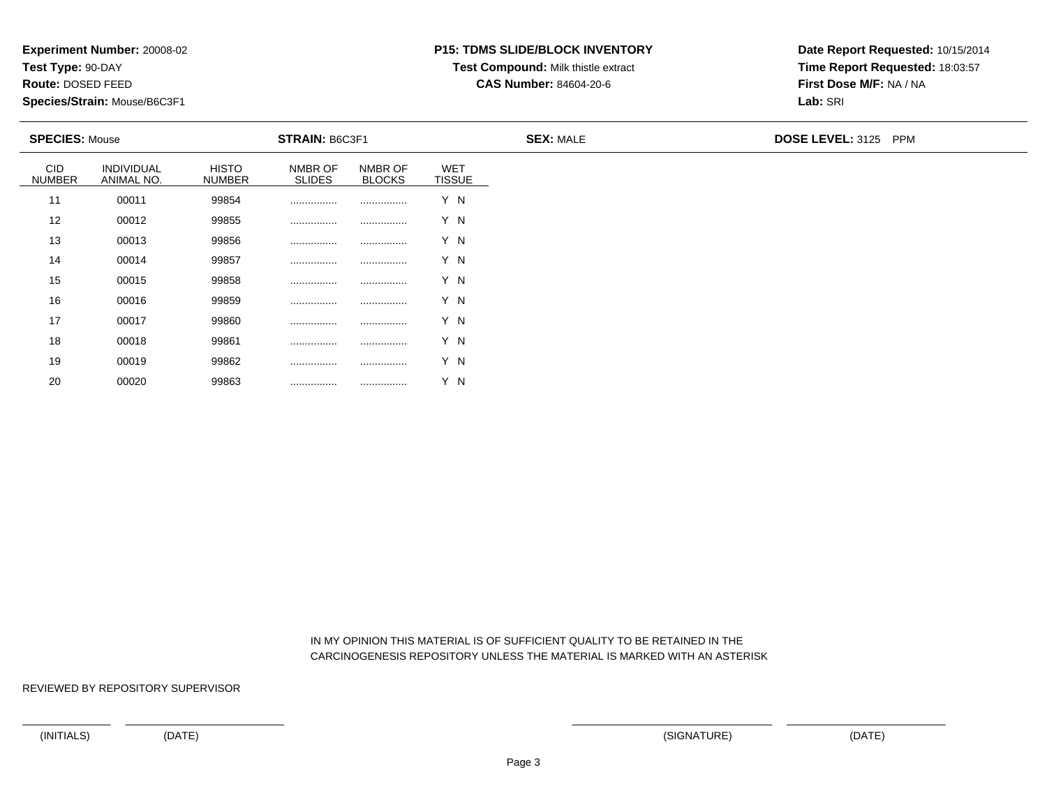**Experiment Number:** 20008-02
**Test Type:** 90-DAY
**Route:** DOSED FEED
**Species/Strain:** Mouse/B6C3F1

**P15: TDMS SLIDE/BLOCK INVENTORY**
**Test Compound:** Milk thistle extract
**CAS Number:** 84604-20-6

**Date Report Requested:** 10/15/2014
**Time Report Requested:** 18:03:57
**First Dose M/F:** NA / NA
**Lab:** SRI

**SPECIES:** Mouse | **STRAIN:** B6C3F1 | **SEX:** MALE | **DOSE LEVEL:** 3125 PPM

| CID NUMBER | INDIVIDUAL ANIMAL NO. | HISTO NUMBER | NMBR OF SLIDES | NMBR OF BLOCKS | WET TISSUE |
|---|---|---|---|---|---|
| 11 | 00011 | 99854 | ................ | ................ | Y N |
| 12 | 00012 | 99855 | ................ | ................ | Y N |
| 13 | 00013 | 99856 | ................ | ................ | Y N |
| 14 | 00014 | 99857 | ................ | ................ | Y N |
| 15 | 00015 | 99858 | ................ | ................ | Y N |
| 16 | 00016 | 99859 | ................ | ................ | Y N |
| 17 | 00017 | 99860 | ................ | ................ | Y N |
| 18 | 00018 | 99861 | ................ | ................ | Y N |
| 19 | 00019 | 99862 | ................ | ................ | Y N |
| 20 | 00020 | 99863 | ................ | ................ | Y N |

IN MY OPINION THIS MATERIAL IS OF SUFFICIENT QUALITY TO BE RETAINED IN THE CARCINOGENESIS REPOSITORY UNLESS THE MATERIAL IS MARKED WITH AN ASTERISK

REVIEWED BY REPOSITORY SUPERVISOR

(INITIALS) (DATE) (SIGNATURE) (DATE)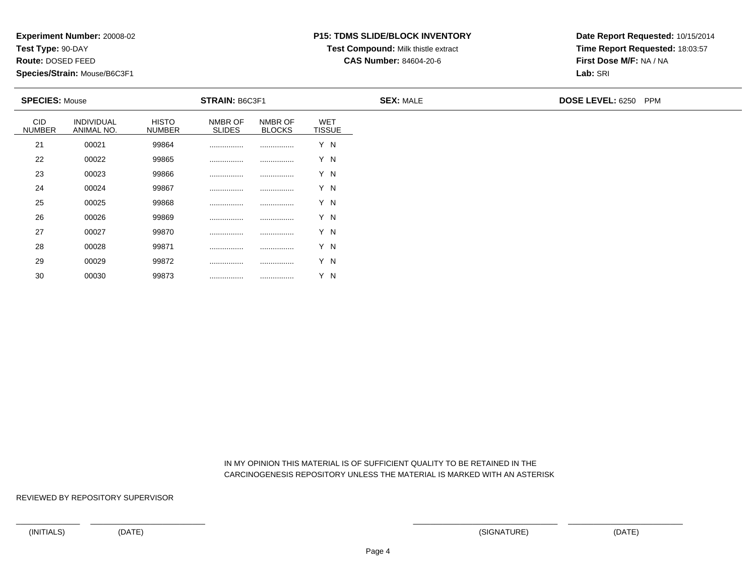**Experiment Number:** 20008-02
**Test Type:** 90-DAY
**Route:** DOSED FEED
**Species/Strain:** Mouse/B6C3F1

**P15: TDMS SLIDE/BLOCK INVENTORY**
**Test Compound:** Milk thistle extract
**CAS Number:** 84604-20-6

**Date Report Requested:** 10/15/2014
**Time Report Requested:** 18:03:57
**First Dose M/F:** NA / NA
**Lab:** SRI

**SPECIES:** Mouse | **STRAIN:** B6C3F1 | **SEX:** MALE | **DOSE LEVEL:** 6250 PPM

| CID NUMBER | INDIVIDUAL ANIMAL NO. | HISTO NUMBER | NMBR OF SLIDES | NMBR OF BLOCKS | WET TISSUE |
|---|---|---|---|---|---|
| 21 | 00021 | 99864 | ................ | ................ | Y N |
| 22 | 00022 | 99865 | ................ | ................ | Y N |
| 23 | 00023 | 99866 | ................ | ................ | Y N |
| 24 | 00024 | 99867 | ................ | ................ | Y N |
| 25 | 00025 | 99868 | ................ | ................ | Y N |
| 26 | 00026 | 99869 | ................ | ................ | Y N |
| 27 | 00027 | 99870 | ................ | ................ | Y N |
| 28 | 00028 | 99871 | ................ | ................ | Y N |
| 29 | 00029 | 99872 | ................ | ................ | Y N |
| 30 | 00030 | 99873 | ................ | ................ | Y N |

IN MY OPINION THIS MATERIAL IS OF SUFFICIENT QUALITY TO BE RETAINED IN THE CARCINOGENESIS REPOSITORY UNLESS THE MATERIAL IS MARKED WITH AN ASTERISK

REVIEWED BY REPOSITORY SUPERVISOR

(INITIALS) (DATE) (SIGNATURE) (DATE)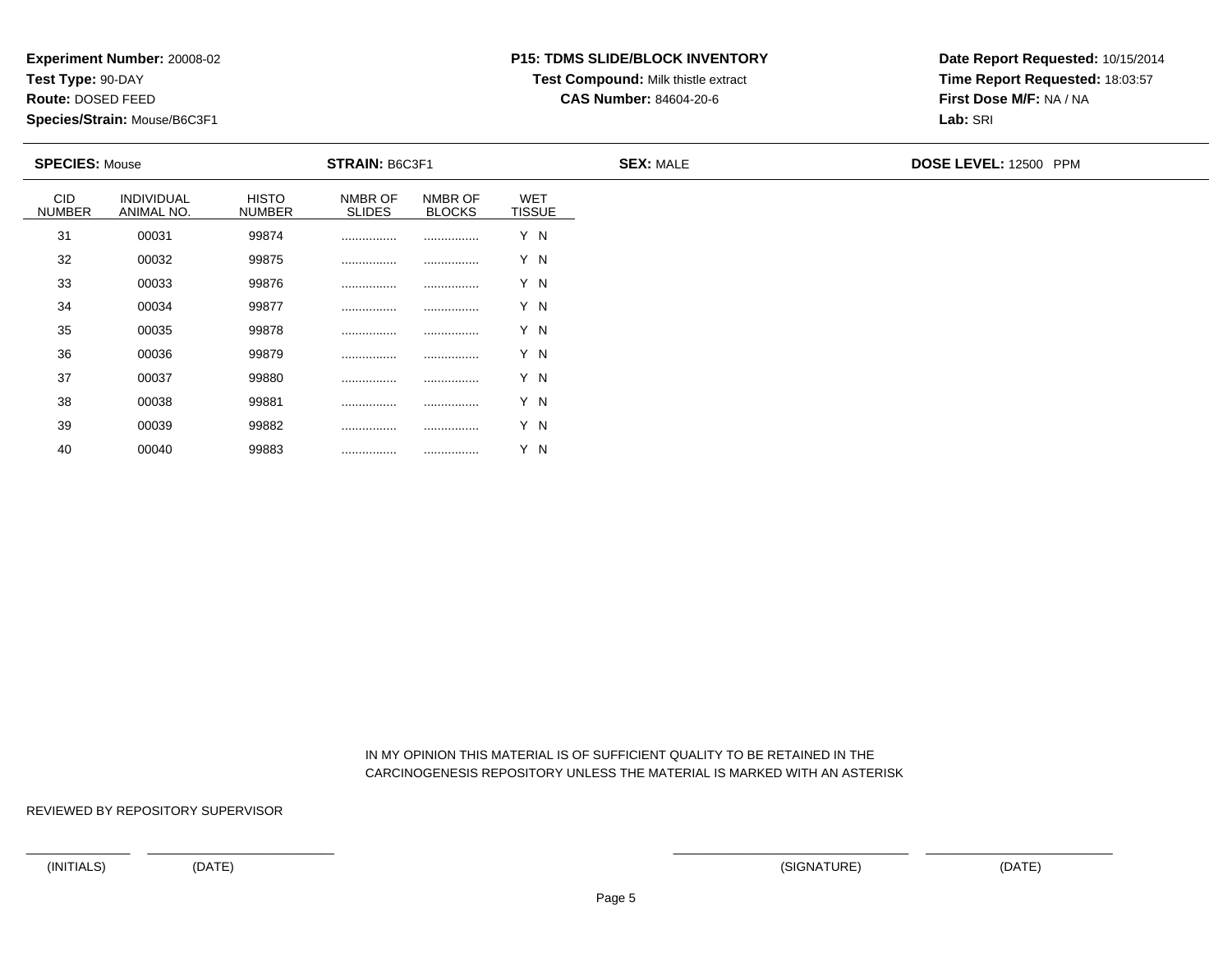**Experiment Number:** 20008-02
**Test Type:** 90-DAY
**Route:** DOSED FEED
**Species/Strain:** Mouse/B6C3F1

**P15: TDMS SLIDE/BLOCK INVENTORY**
**Test Compound:** Milk thistle extract
**CAS Number:** 84604-20-6

**Date Report Requested:** 10/15/2014
**Time Report Requested:** 18:03:57
**First Dose M/F:** NA / NA
**Lab:** SRI

**SPECIES:** Mouse | **STRAIN:** B6C3F1 | **SEX:** MALE | **DOSE LEVEL:** 12500 PPM

| CID NUMBER | INDIVIDUAL ANIMAL NO. | HISTO NUMBER | NMBR OF SLIDES | NMBR OF BLOCKS | WET TISSUE |
|---|---|---|---|---|---|
| 31 | 00031 | 99874 | ................ | ................ | Y N |
| 32 | 00032 | 99875 | ................ | ................ | Y N |
| 33 | 00033 | 99876 | ................ | ................ | Y N |
| 34 | 00034 | 99877 | ................ | ................ | Y N |
| 35 | 00035 | 99878 | ................ | ................ | Y N |
| 36 | 00036 | 99879 | ................ | ................ | Y N |
| 37 | 00037 | 99880 | ................ | ................ | Y N |
| 38 | 00038 | 99881 | ................ | ................ | Y N |
| 39 | 00039 | 99882 | ................ | ................ | Y N |
| 40 | 00040 | 99883 | ................ | ................ | Y N |

IN MY OPINION THIS MATERIAL IS OF SUFFICIENT QUALITY TO BE RETAINED IN THE CARCINOGENESIS REPOSITORY UNLESS THE MATERIAL IS MARKED WITH AN ASTERISK

REVIEWED BY REPOSITORY SUPERVISOR

(INITIALS) (DATE) (SIGNATURE) (DATE)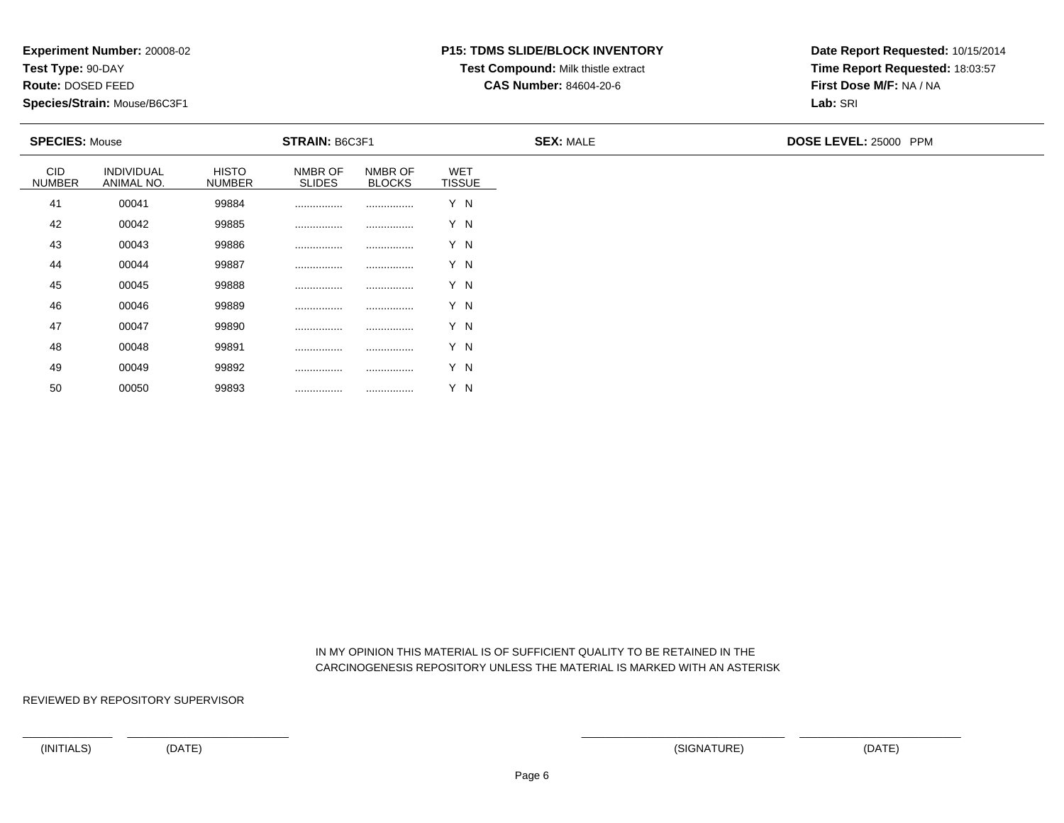**Experiment Number:** 20008-02
**Test Type:** 90-DAY
**Route:** DOSED FEED
**Species/Strain:** Mouse/B6C3F1

**P15: TDMS SLIDE/BLOCK INVENTORY**
**Test Compound:** Milk thistle extract
**CAS Number:** 84604-20-6

**Date Report Requested:** 10/15/2014
**Time Report Requested:** 18:03:57
**First Dose M/F:** NA / NA
**Lab:** SRI

**SPECIES:** Mouse **STRAIN:** B6C3F1 **SEX:** MALE **DOSE LEVEL:** 25000 PPM

| CID NUMBER | INDIVIDUAL ANIMAL NO. | HISTO NUMBER | NMBR OF SLIDES | NMBR OF BLOCKS | WET TISSUE |
|---|---|---|---|---|---|
| 41 | 00041 | 99884 | ................ | ................ | Y N |
| 42 | 00042 | 99885 | ................ | ................ | Y N |
| 43 | 00043 | 99886 | ................ | ................ | Y N |
| 44 | 00044 | 99887 | ................ | ................ | Y N |
| 45 | 00045 | 99888 | ................ | ................ | Y N |
| 46 | 00046 | 99889 | ................ | ................ | Y N |
| 47 | 00047 | 99890 | ................ | ................ | Y N |
| 48 | 00048 | 99891 | ................ | ................ | Y N |
| 49 | 00049 | 99892 | ................ | ................ | Y N |
| 50 | 00050 | 99893 | ................ | ................ | Y N |

IN MY OPINION THIS MATERIAL IS OF SUFFICIENT QUALITY TO BE RETAINED IN THE CARCINOGENESIS REPOSITORY UNLESS THE MATERIAL IS MARKED WITH AN ASTERISK

REVIEWED BY REPOSITORY SUPERVISOR

(INITIALS) (DATE) (SIGNATURE) (DATE)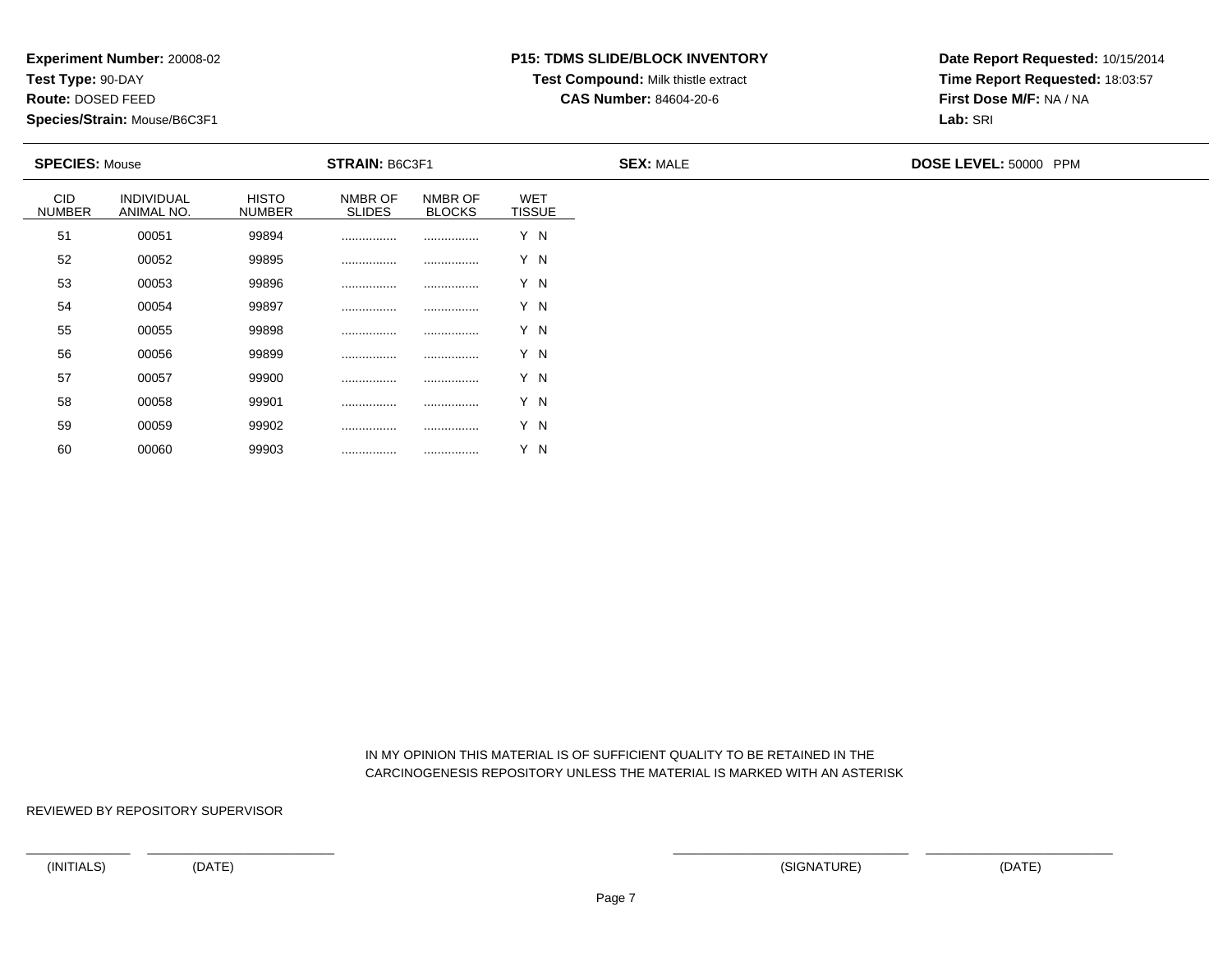**Experiment Number:** 20008-02
**Test Type:** 90-DAY
**Route:** DOSED FEED
**Species/Strain:** Mouse/B6C3F1

**P15: TDMS SLIDE/BLOCK INVENTORY**
**Test Compound:** Milk thistle extract
**CAS Number:** 84604-20-6

**Date Report Requested:** 10/15/2014
**Time Report Requested:** 18:03:57
**First Dose M/F:** NA / NA
**Lab:** SRI

**SPECIES:** Mouse **STRAIN:** B6C3F1 **SEX:** MALE **DOSE LEVEL:** 50000 PPM

| CID NUMBER | INDIVIDUAL ANIMAL NO. | HISTO NUMBER | NMBR OF SLIDES | NMBR OF BLOCKS | WET TISSUE |
|---|---|---|---|---|---|
| 51 | 00051 | 99894 | ................ | ................ | Y N |
| 52 | 00052 | 99895 | ................ | ................ | Y N |
| 53 | 00053 | 99896 | ................ | ................ | Y N |
| 54 | 00054 | 99897 | ................ | ................ | Y N |
| 55 | 00055 | 99898 | ................ | ................ | Y N |
| 56 | 00056 | 99899 | ................ | ................ | Y N |
| 57 | 00057 | 99900 | ................ | ................ | Y N |
| 58 | 00058 | 99901 | ................ | ................ | Y N |
| 59 | 00059 | 99902 | ................ | ................ | Y N |
| 60 | 00060 | 99903 | ................ | ................ | Y N |

IN MY OPINION THIS MATERIAL IS OF SUFFICIENT QUALITY TO BE RETAINED IN THE CARCINOGENESIS REPOSITORY UNLESS THE MATERIAL IS MARKED WITH AN ASTERISK

REVIEWED BY REPOSITORY SUPERVISOR

(INITIALS) (DATE) (SIGNATURE) (DATE)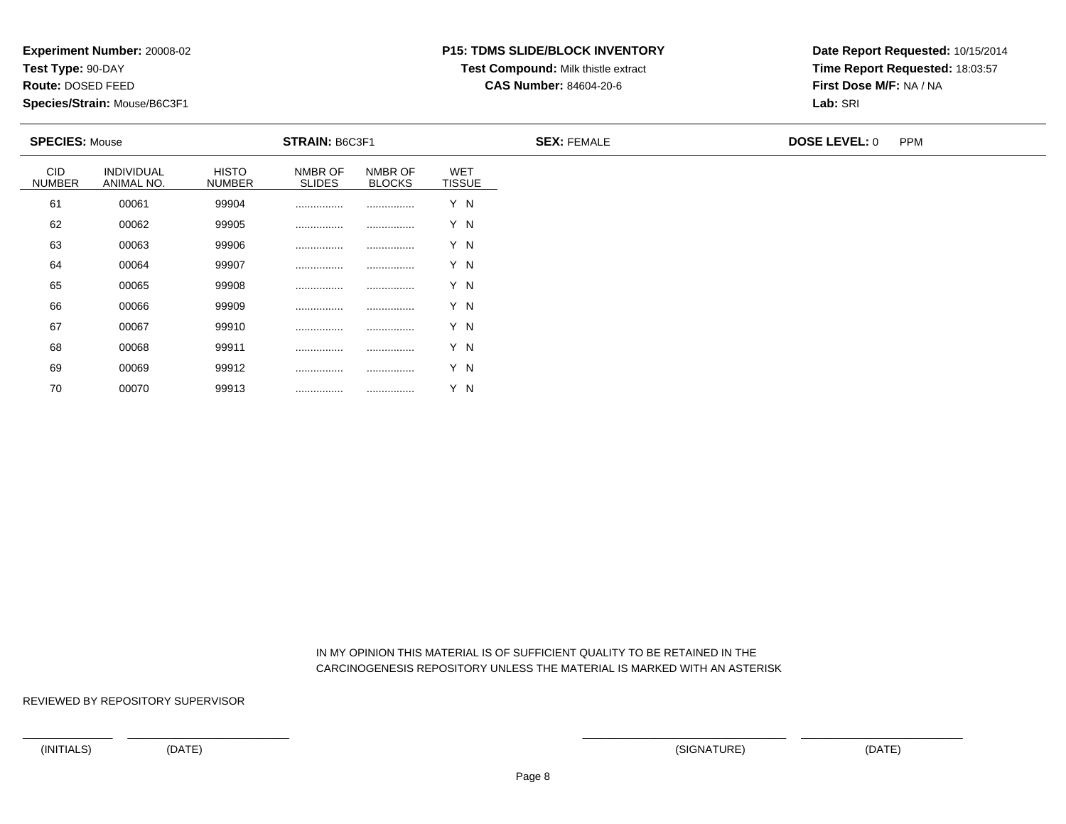**Experiment Number:** 20008-02
**Test Type:** 90-DAY
**Route:** DOSED FEED
**Species/Strain:** Mouse/B6C3F1

**P15: TDMS SLIDE/BLOCK INVENTORY**
**Test Compound:** Milk thistle extract
**CAS Number:** 84604-20-6

**Date Report Requested:** 10/15/2014
**Time Report Requested:** 18:03:57
**First Dose M/F:** NA / NA
**Lab:** SRI

**SPECIES:** Mouse | **STRAIN:** B6C3F1 | **SEX:** FEMALE | **DOSE LEVEL:** 0 PPM

| CID NUMBER | INDIVIDUAL ANIMAL NO. | HISTO NUMBER | NMBR OF SLIDES | NMBR OF BLOCKS | WET TISSUE |
|---|---|---|---|---|---|
| 61 | 00061 | 99904 | ................ | ................ | Y N |
| 62 | 00062 | 99905 | ................ | ................ | Y N |
| 63 | 00063 | 99906 | ................ | ................ | Y N |
| 64 | 00064 | 99907 | ................ | ................ | Y N |
| 65 | 00065 | 99908 | ................ | ................ | Y N |
| 66 | 00066 | 99909 | ................ | ................ | Y N |
| 67 | 00067 | 99910 | ................ | ................ | Y N |
| 68 | 00068 | 99911 | ................ | ................ | Y N |
| 69 | 00069 | 99912 | ................ | ................ | Y N |
| 70 | 00070 | 99913 | ................ | ................ | Y N |

IN MY OPINION THIS MATERIAL IS OF SUFFICIENT QUALITY TO BE RETAINED IN THE CARCINOGENESIS REPOSITORY UNLESS THE MATERIAL IS MARKED WITH AN ASTERISK

REVIEWED BY REPOSITORY SUPERVISOR

(INITIALS) (DATE) (SIGNATURE) (DATE)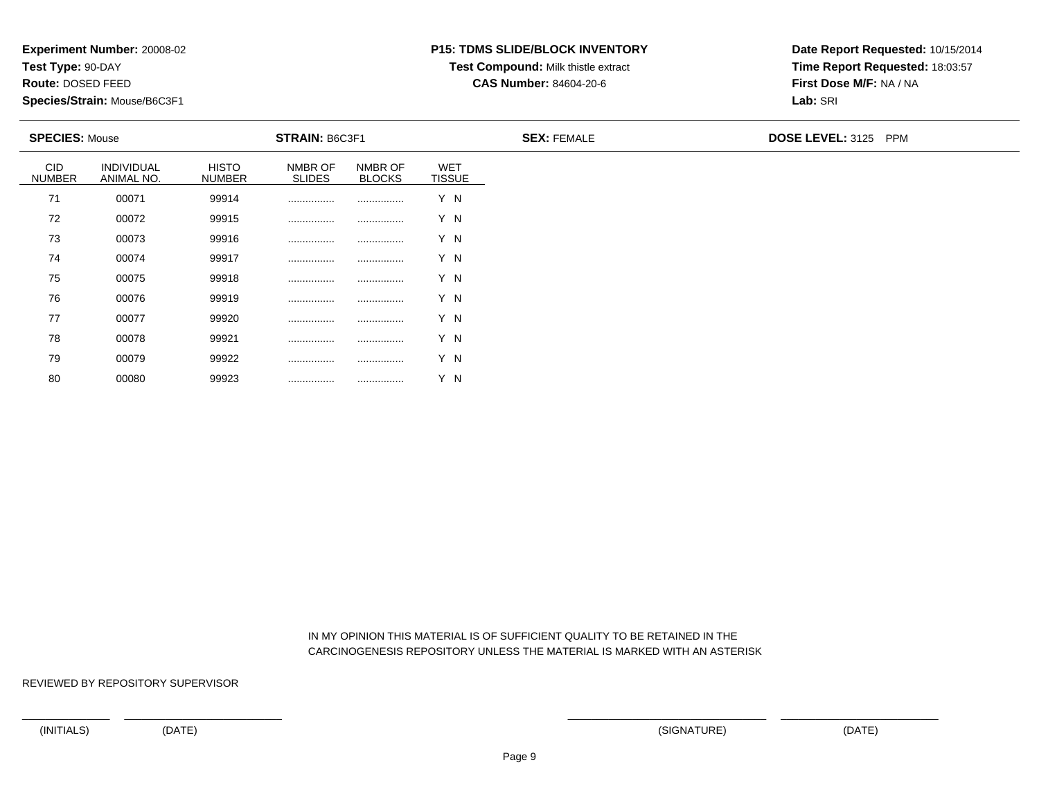**Experiment Number:** 20008-02
**Test Type:** 90-DAY
**Route:** DOSED FEED
**Species/Strain:** Mouse/B6C3F1

**P15: TDMS SLIDE/BLOCK INVENTORY**
**Test Compound:** Milk thistle extract
**CAS Number:** 84604-20-6

**Date Report Requested:** 10/15/2014
**Time Report Requested:** 18:03:57
**First Dose M/F:** NA / NA
**Lab:** SRI

**SPECIES:** Mouse  **STRAIN:** B6C3F1  **SEX:** FEMALE  **DOSE LEVEL:** 3125 PPM

| CID NUMBER | INDIVIDUAL ANIMAL NO. | HISTO NUMBER | NMBR OF SLIDES | NMBR OF BLOCKS | WET TISSUE |
|---|---|---|---|---|---|
| 71 | 00071 | 99914 | ................ | ................ | Y N |
| 72 | 00072 | 99915 | ................ | ................ | Y N |
| 73 | 00073 | 99916 | ................ | ................ | Y N |
| 74 | 00074 | 99917 | ................ | ................ | Y N |
| 75 | 00075 | 99918 | ................ | ................ | Y N |
| 76 | 00076 | 99919 | ................ | ................ | Y N |
| 77 | 00077 | 99920 | ................ | ................ | Y N |
| 78 | 00078 | 99921 | ................ | ................ | Y N |
| 79 | 00079 | 99922 | ................ | ................ | Y N |
| 80 | 00080 | 99923 | ................ | ................ | Y N |

IN MY OPINION THIS MATERIAL IS OF SUFFICIENT QUALITY TO BE RETAINED IN THE CARCINOGENESIS REPOSITORY UNLESS THE MATERIAL IS MARKED WITH AN ASTERISK

REVIEWED BY REPOSITORY SUPERVISOR

(INITIALS) (DATE) (SIGNATURE) (DATE)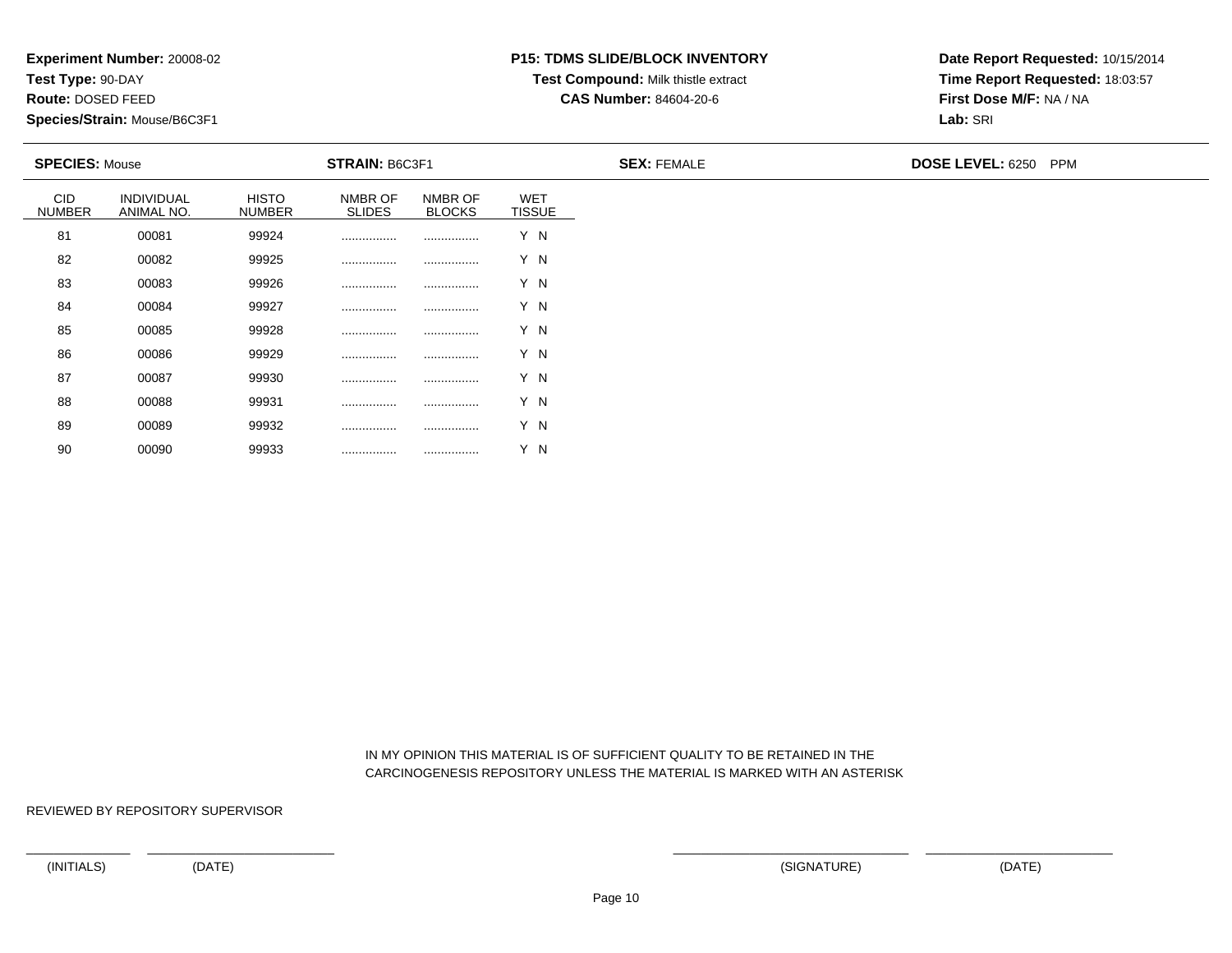**Experiment Number:** 20008-02
**Test Type:** 90-DAY
**Route:** DOSED FEED
**Species/Strain:** Mouse/B6C3F1

**P15: TDMS SLIDE/BLOCK INVENTORY**
**Test Compound:** Milk thistle extract
**CAS Number:** 84604-20-6

**Date Report Requested:** 10/15/2014
**Time Report Requested:** 18:03:57
**First Dose M/F:** NA / NA
**Lab:** SRI

**SPECIES:** Mouse **STRAIN:** B6C3F1 **SEX:** FEMALE **DOSE LEVEL:** 6250 PPM

| CID NUMBER | INDIVIDUAL ANIMAL NO. | HISTO NUMBER | NMBR OF SLIDES | NMBR OF BLOCKS | WET TISSUE |
|---|---|---|---|---|---|
| 81 | 00081 | 99924 | ................ | ................ | Y N |
| 82 | 00082 | 99925 | ................ | ................ | Y N |
| 83 | 00083 | 99926 | ................ | ................ | Y N |
| 84 | 00084 | 99927 | ................ | ................ | Y N |
| 85 | 00085 | 99928 | ................ | ................ | Y N |
| 86 | 00086 | 99929 | ................ | ................ | Y N |
| 87 | 00087 | 99930 | ................ | ................ | Y N |
| 88 | 00088 | 99931 | ................ | ................ | Y N |
| 89 | 00089 | 99932 | ................ | ................ | Y N |
| 90 | 00090 | 99933 | ................ | ................ | Y N |

IN MY OPINION THIS MATERIAL IS OF SUFFICIENT QUALITY TO BE RETAINED IN THE CARCINOGENESIS REPOSITORY UNLESS THE MATERIAL IS MARKED WITH AN ASTERISK

REVIEWED BY REPOSITORY SUPERVISOR

(INITIALS) (DATE) (SIGNATURE) (DATE)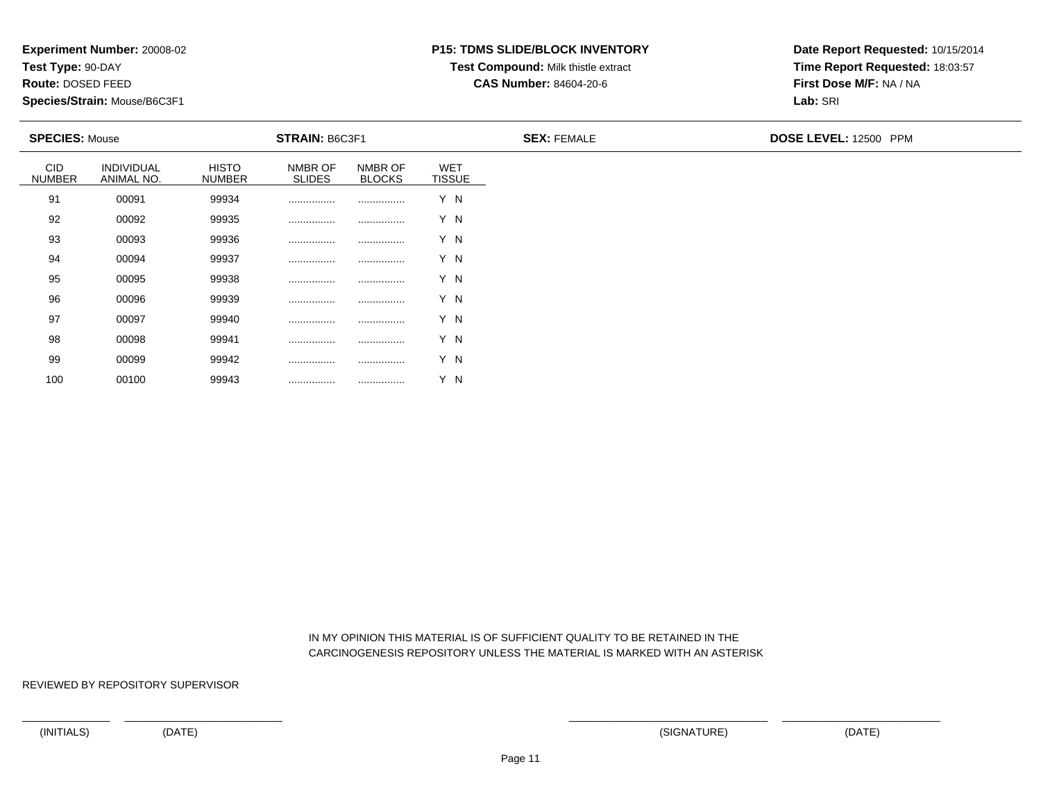**Experiment Number:** 20008-02
**Test Type:** 90-DAY
**Route:** DOSED FEED
**Species/Strain:** Mouse/B6C3F1

**P15: TDMS SLIDE/BLOCK INVENTORY**
**Test Compound:** Milk thistle extract
**CAS Number:** 84604-20-6

**Date Report Requested:** 10/15/2014
**Time Report Requested:** 18:03:57
**First Dose M/F:** NA / NA
**Lab:** SRI

**SPECIES:** Mouse **STRAIN:** B6C3F1 **SEX:** FEMALE **DOSE LEVEL:** 12500 PPM

| CID NUMBER | INDIVIDUAL ANIMAL NO. | HISTO NUMBER | NMBR OF SLIDES | NMBR OF BLOCKS | WET TISSUE |
|---|---|---|---|---|---|
| 91 | 00091 | 99934 | ................ | ................ | Y N |
| 92 | 00092 | 99935 | ................ | ................ | Y N |
| 93 | 00093 | 99936 | ................ | ................ | Y N |
| 94 | 00094 | 99937 | ................ | ................ | Y N |
| 95 | 00095 | 99938 | ................ | ................ | Y N |
| 96 | 00096 | 99939 | ................ | ................ | Y N |
| 97 | 00097 | 99940 | ................ | ................ | Y N |
| 98 | 00098 | 99941 | ................ | ................ | Y N |
| 99 | 00099 | 99942 | ................ | ................ | Y N |
| 100 | 00100 | 99943 | ................ | ................ | Y N |

IN MY OPINION THIS MATERIAL IS OF SUFFICIENT QUALITY TO BE RETAINED IN THE CARCINOGENESIS REPOSITORY UNLESS THE MATERIAL IS MARKED WITH AN ASTERISK

REVIEWED BY REPOSITORY SUPERVISOR

(INITIALS) (DATE) (SIGNATURE) (DATE)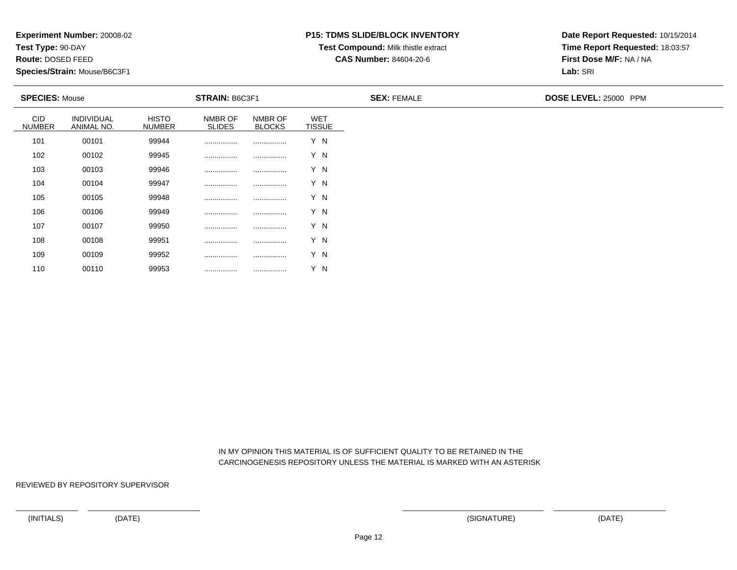**Experiment Number:** 20008-02
**Test Type:** 90-DAY
**Route:** DOSED FEED
**Species/Strain:** Mouse/B6C3F1

**P15: TDMS SLIDE/BLOCK INVENTORY**
**Test Compound:** Milk thistle extract
**CAS Number:** 84604-20-6

**Date Report Requested:** 10/15/2014
**Time Report Requested:** 18:03:57
**First Dose M/F:** NA / NA
**Lab:** SRI

**SPECIES:** Mouse **STRAIN:** B6C3F1 **SEX:** FEMALE **DOSE LEVEL:** 25000 PPM

| CID NUMBER | INDIVIDUAL ANIMAL NO. | HISTO NUMBER | NMBR OF SLIDES | NMBR OF BLOCKS | WET TISSUE |
|---|---|---|---|---|---|
| 101 | 00101 | 99944 | ................ | ................ | Y N |
| 102 | 00102 | 99945 | ................ | ................ | Y N |
| 103 | 00103 | 99946 | ................ | ................ | Y N |
| 104 | 00104 | 99947 | ................ | ................ | Y N |
| 105 | 00105 | 99948 | ................ | ................ | Y N |
| 106 | 00106 | 99949 | ................ | ................ | Y N |
| 107 | 00107 | 99950 | ................ | ................ | Y N |
| 108 | 00108 | 99951 | ................ | ................ | Y N |
| 109 | 00109 | 99952 | ................ | ................ | Y N |
| 110 | 00110 | 99953 | ................ | ................ | Y N |

IN MY OPINION THIS MATERIAL IS OF SUFFICIENT QUALITY TO BE RETAINED IN THE CARCINOGENESIS REPOSITORY UNLESS THE MATERIAL IS MARKED WITH AN ASTERISK

REVIEWED BY REPOSITORY SUPERVISOR

(INITIALS) (DATE) (SIGNATURE) (DATE)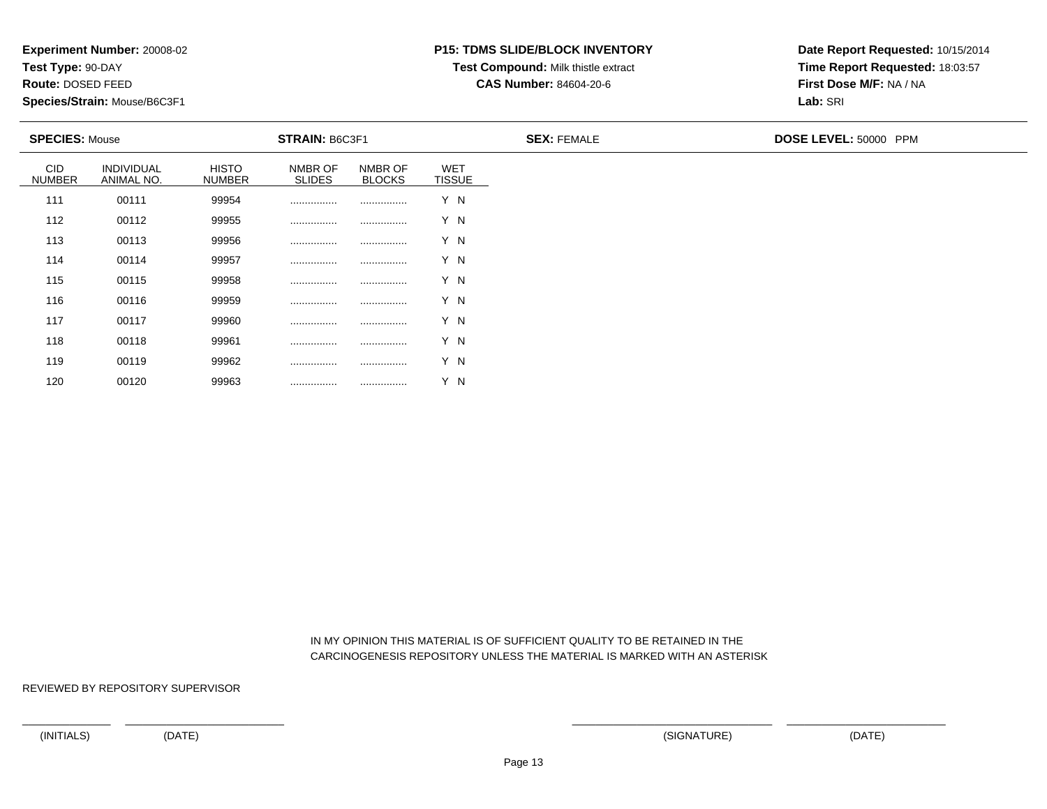**Experiment Number:** 20008-02
**Test Type:** 90-DAY
**Route:** DOSED FEED
**Species/Strain:** Mouse/B6C3F1

**P15: TDMS SLIDE/BLOCK INVENTORY**
**Test Compound:** Milk thistle extract
**CAS Number:** 84604-20-6

**Date Report Requested:** 10/15/2014
**Time Report Requested:** 18:03:57
**First Dose M/F:** NA / NA
**Lab:** SRI

**SPECIES:** Mouse **STRAIN:** B6C3F1 **SEX:** FEMALE **DOSE LEVEL:** 50000 PPM

| CID NUMBER | INDIVIDUAL ANIMAL NO. | HISTO NUMBER | NMBR OF SLIDES | NMBR OF BLOCKS | WET TISSUE |
|---|---|---|---|---|---|
| 111 | 00111 | 99954 | ................ | ................ | Y N |
| 112 | 00112 | 99955 | ................ | ................ | Y N |
| 113 | 00113 | 99956 | ................ | ................ | Y N |
| 114 | 00114 | 99957 | ................ | ................ | Y N |
| 115 | 00115 | 99958 | ................ | ................ | Y N |
| 116 | 00116 | 99959 | ................ | ................ | Y N |
| 117 | 00117 | 99960 | ................ | ................ | Y N |
| 118 | 00118 | 99961 | ................ | ................ | Y N |
| 119 | 00119 | 99962 | ................ | ................ | Y N |
| 120 | 00120 | 99963 | ................ | ................ | Y N |

IN MY OPINION THIS MATERIAL IS OF SUFFICIENT QUALITY TO BE RETAINED IN THE CARCINOGENESIS REPOSITORY UNLESS THE MATERIAL IS MARKED WITH AN ASTERISK

REVIEWED BY REPOSITORY SUPERVISOR

(INITIALS) (DATE) (SIGNATURE) (DATE)